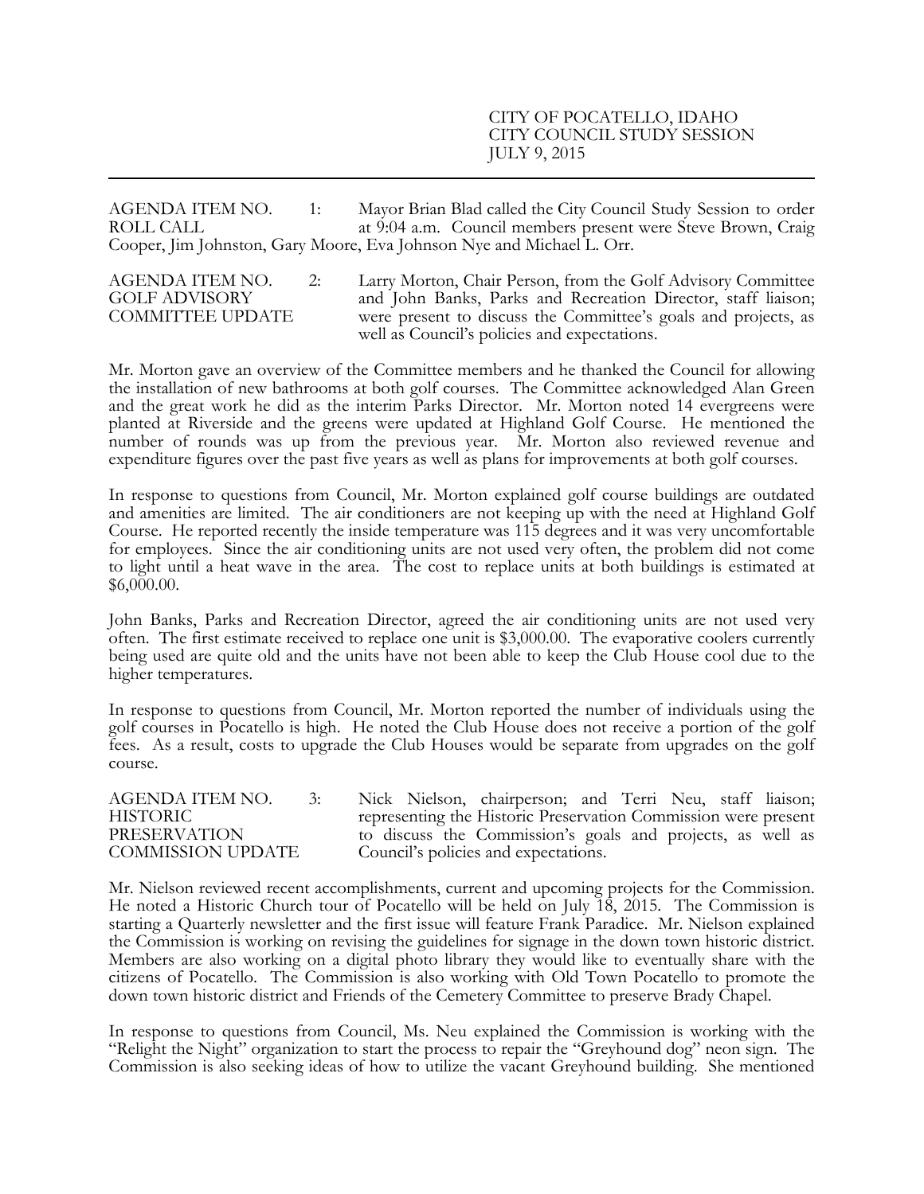CITY OF POCATELLO, IDAHO
CITY COUNCIL STUDY SESSION
JULY 9, 2015

---

AGENDA ITEM NO. 1: ROLL CALL

Mayor Brian Blad called the City Council Study Session to order at 9:04 a.m. Council members present were Steve Brown, Craig Cooper, Jim Johnston, Gary Moore, Eva Johnson Nye and Michael L. Orr.

AGENDA ITEM NO. 2: GOLF ADVISORY COMMITTEE UPDATE

Larry Morton, Chair Person, from the Golf Advisory Committee and John Banks, Parks and Recreation Director, staff liaison; were present to discuss the Committee's goals and projects, as well as Council's policies and expectations.

Mr. Morton gave an overview of the Committee members and he thanked the Council for allowing the installation of new bathrooms at both golf courses. The Committee acknowledged Alan Green and the great work he did as the interim Parks Director. Mr. Morton noted 14 evergreens were planted at Riverside and the greens were updated at Highland Golf Course. He mentioned the number of rounds was up from the previous year. Mr. Morton also reviewed revenue and expenditure figures over the past five years as well as plans for improvements at both golf courses.

In response to questions from Council, Mr. Morton explained golf course buildings are outdated and amenities are limited. The air conditioners are not keeping up with the need at Highland Golf Course. He reported recently the inside temperature was 115 degrees and it was very uncomfortable for employees. Since the air conditioning units are not used very often, the problem did not come to light until a heat wave in the area. The cost to replace units at both buildings is estimated at $6,000.00.

John Banks, Parks and Recreation Director, agreed the air conditioning units are not used very often. The first estimate received to replace one unit is $3,000.00. The evaporative coolers currently being used are quite old and the units have not been able to keep the Club House cool due to the higher temperatures.

In response to questions from Council, Mr. Morton reported the number of individuals using the golf courses in Pocatello is high. He noted the Club House does not receive a portion of the golf fees. As a result, costs to upgrade the Club Houses would be separate from upgrades on the golf course.

AGENDA ITEM NO. 3: HISTORIC PRESERVATION COMMISSION UPDATE

Nick Nielson, chairperson; and Terri Neu, staff liaison; representing the Historic Preservation Commission were present to discuss the Commission's goals and projects, as well as Council's policies and expectations.

Mr. Nielson reviewed recent accomplishments, current and upcoming projects for the Commission. He noted a Historic Church tour of Pocatello will be held on July 18, 2015. The Commission is starting a Quarterly newsletter and the first issue will feature Frank Paradice. Mr. Nielson explained the Commission is working on revising the guidelines for signage in the down town historic district. Members are also working on a digital photo library they would like to eventually share with the citizens of Pocatello. The Commission is also working with Old Town Pocatello to promote the down town historic district and Friends of the Cemetery Committee to preserve Brady Chapel.

In response to questions from Council, Ms. Neu explained the Commission is working with the "Relight the Night" organization to start the process to repair the "Greyhound dog" neon sign. The Commission is also seeking ideas of how to utilize the vacant Greyhound building. She mentioned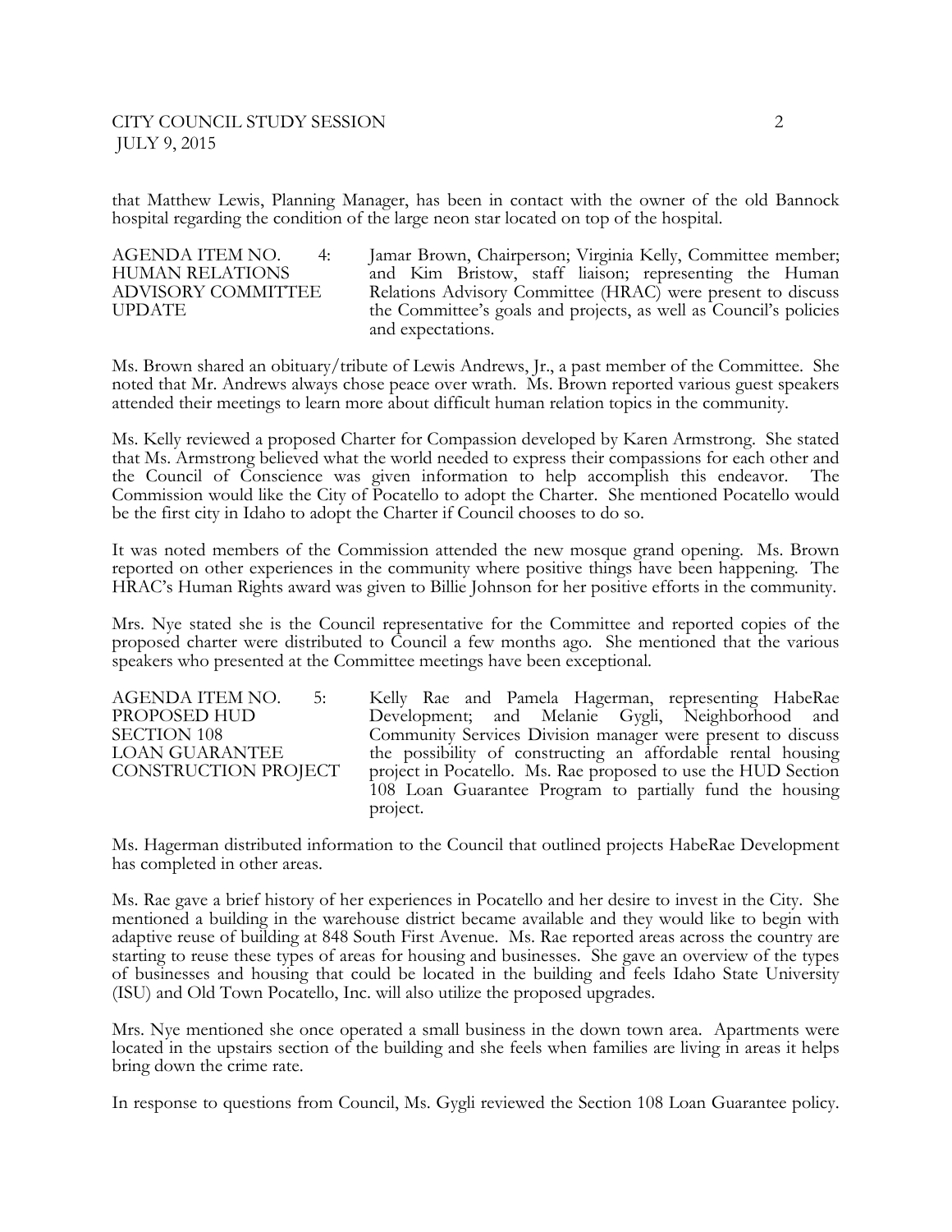that Matthew Lewis, Planning Manager, has been in contact with the owner of the old Bannock hospital regarding the condition of the large neon star located on top of the hospital.

**AGENDA ITEM NO. 4: HUMAN RELATIONS ADVISORY COMMITTEE UPDATE**

Jamar Brown, Chairperson; Virginia Kelly, Committee member; and Kim Bristow, staff liaison; representing the Human Relations Advisory Committee (HRAC) were present to discuss the Committee's goals and projects, as well as Council's policies and expectations.

Ms. Brown shared an obituary/tribute of Lewis Andrews, Jr., a past member of the Committee. She noted that Mr. Andrews always chose peace over wrath. Ms. Brown reported various guest speakers attended their meetings to learn more about difficult human relation topics in the community.

Ms. Kelly reviewed a proposed Charter for Compassion developed by Karen Armstrong. She stated that Ms. Armstrong believed what the world needed to express their compassions for each other and the Council of Conscience was given information to help accomplish this endeavor. The Commission would like the City of Pocatello to adopt the Charter. She mentioned Pocatello would be the first city in Idaho to adopt the Charter if Council chooses to do so.

It was noted members of the Commission attended the new mosque grand opening. Ms. Brown reported on other experiences in the community where positive things have been happening. The HRAC's Human Rights award was given to Billie Johnson for her positive efforts in the community.

Mrs. Nye stated she is the Council representative for the Committee and reported copies of the proposed charter were distributed to Council a few months ago. She mentioned that the various speakers who presented at the Committee meetings have been exceptional.

**AGENDA ITEM NO. 5: PROPOSED HUD SECTION 108 LOAN GUARANTEE CONSTRUCTION PROJECT**

Kelly Rae and Pamela Hagerman, representing HabeRae Development; and Melanie Gygli, Neighborhood and Community Services Division manager were present to discuss the possibility of constructing an affordable rental housing project in Pocatello. Ms. Rae proposed to use the HUD Section 108 Loan Guarantee Program to partially fund the housing project.

Ms. Hagerman distributed information to the Council that outlined projects HabeRae Development has completed in other areas.

Ms. Rae gave a brief history of her experiences in Pocatello and her desire to invest in the City. She mentioned a building in the warehouse district became available and they would like to begin with adaptive reuse of building at 848 South First Avenue. Ms. Rae reported areas across the country are starting to reuse these types of areas for housing and businesses. She gave an overview of the types of businesses and housing that could be located in the building and feels Idaho State University (ISU) and Old Town Pocatello, Inc. will also utilize the proposed upgrades.

Mrs. Nye mentioned she once operated a small business in the down town area. Apartments were located in the upstairs section of the building and she feels when families are living in areas it helps bring down the crime rate.

In response to questions from Council, Ms. Gygli reviewed the Section 108 Loan Guarantee policy.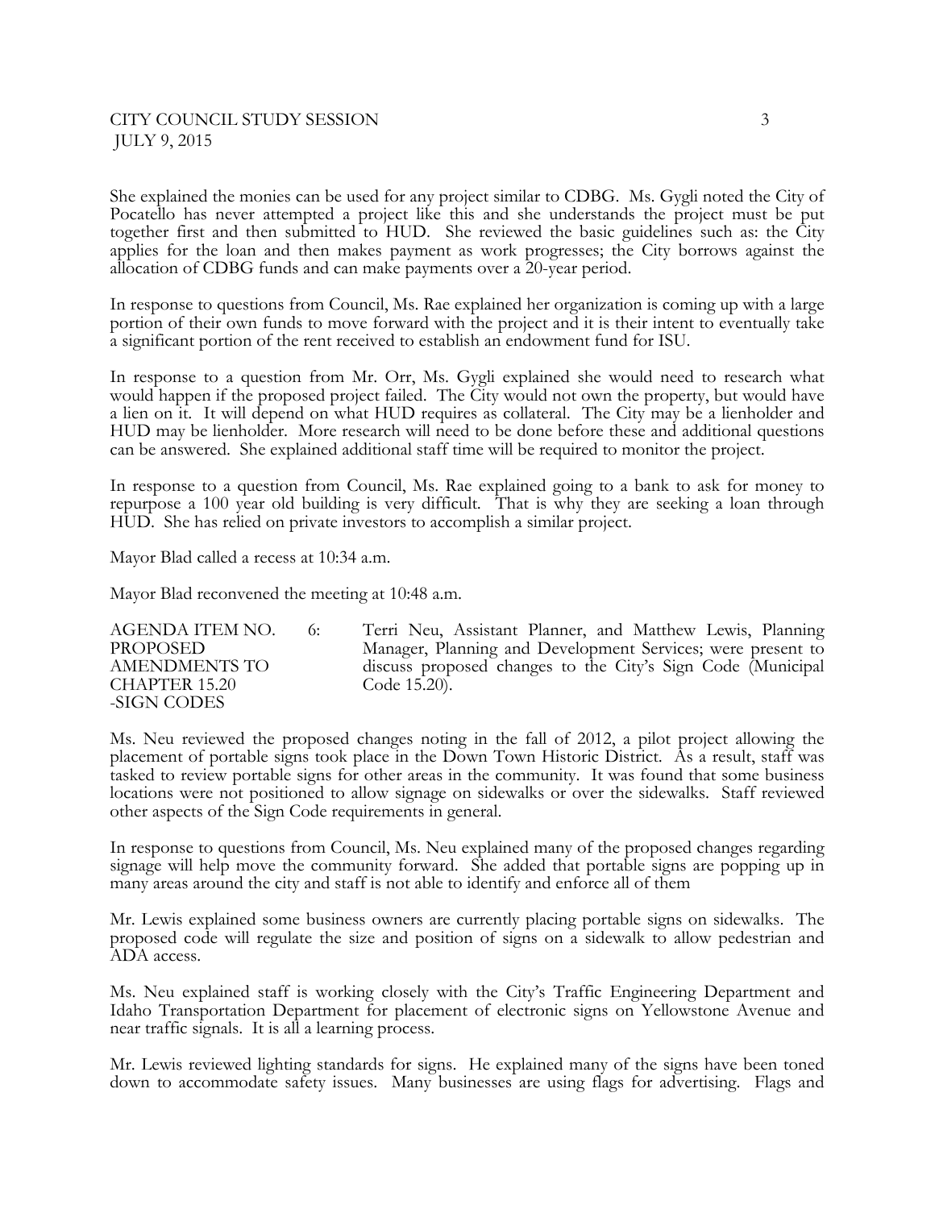She explained the monies can be used for any project similar to CDBG. Ms. Gygli noted the City of Pocatello has never attempted a project like this and she understands the project must be put together first and then submitted to HUD. She reviewed the basic guidelines such as: the City applies for the loan and then makes payment as work progresses; the City borrows against the allocation of CDBG funds and can make payments over a 20-year period.

In response to questions from Council, Ms. Rae explained her organization is coming up with a large portion of their own funds to move forward with the project and it is their intent to eventually take a significant portion of the rent received to establish an endowment fund for ISU.

In response to a question from Mr. Orr, Ms. Gygli explained she would need to research what would happen if the proposed project failed. The City would not own the property, but would have a lien on it. It will depend on what HUD requires as collateral. The City may be a lienholder and HUD may be lienholder. More research will need to be done before these and additional questions can be answered. She explained additional staff time will be required to monitor the project.

In response to a question from Council, Ms. Rae explained going to a bank to ask for money to repurpose a 100 year old building is very difficult. That is why they are seeking a loan through HUD. She has relied on private investors to accomplish a similar project.

Mayor Blad called a recess at 10:34 a.m.

Mayor Blad reconvened the meeting at 10:48 a.m.

AGENDA ITEM NO. 6: PROPOSED AMENDMENTS TO CHAPTER 15.20 -SIGN CODES

Terri Neu, Assistant Planner, and Matthew Lewis, Planning Manager, Planning and Development Services; were present to discuss proposed changes to the City's Sign Code (Municipal Code 15.20).

Ms. Neu reviewed the proposed changes noting in the fall of 2012, a pilot project allowing the placement of portable signs took place in the Down Town Historic District. As a result, staff was tasked to review portable signs for other areas in the community. It was found that some business locations were not positioned to allow signage on sidewalks or over the sidewalks. Staff reviewed other aspects of the Sign Code requirements in general.

In response to questions from Council, Ms. Neu explained many of the proposed changes regarding signage will help move the community forward. She added that portable signs are popping up in many areas around the city and staff is not able to identify and enforce all of them

Mr. Lewis explained some business owners are currently placing portable signs on sidewalks. The proposed code will regulate the size and position of signs on a sidewalk to allow pedestrian and ADA access.

Ms. Neu explained staff is working closely with the City's Traffic Engineering Department and Idaho Transportation Department for placement of electronic signs on Yellowstone Avenue and near traffic signals. It is all a learning process.

Mr. Lewis reviewed lighting standards for signs. He explained many of the signs have been toned down to accommodate safety issues. Many businesses are using flags for advertising. Flags and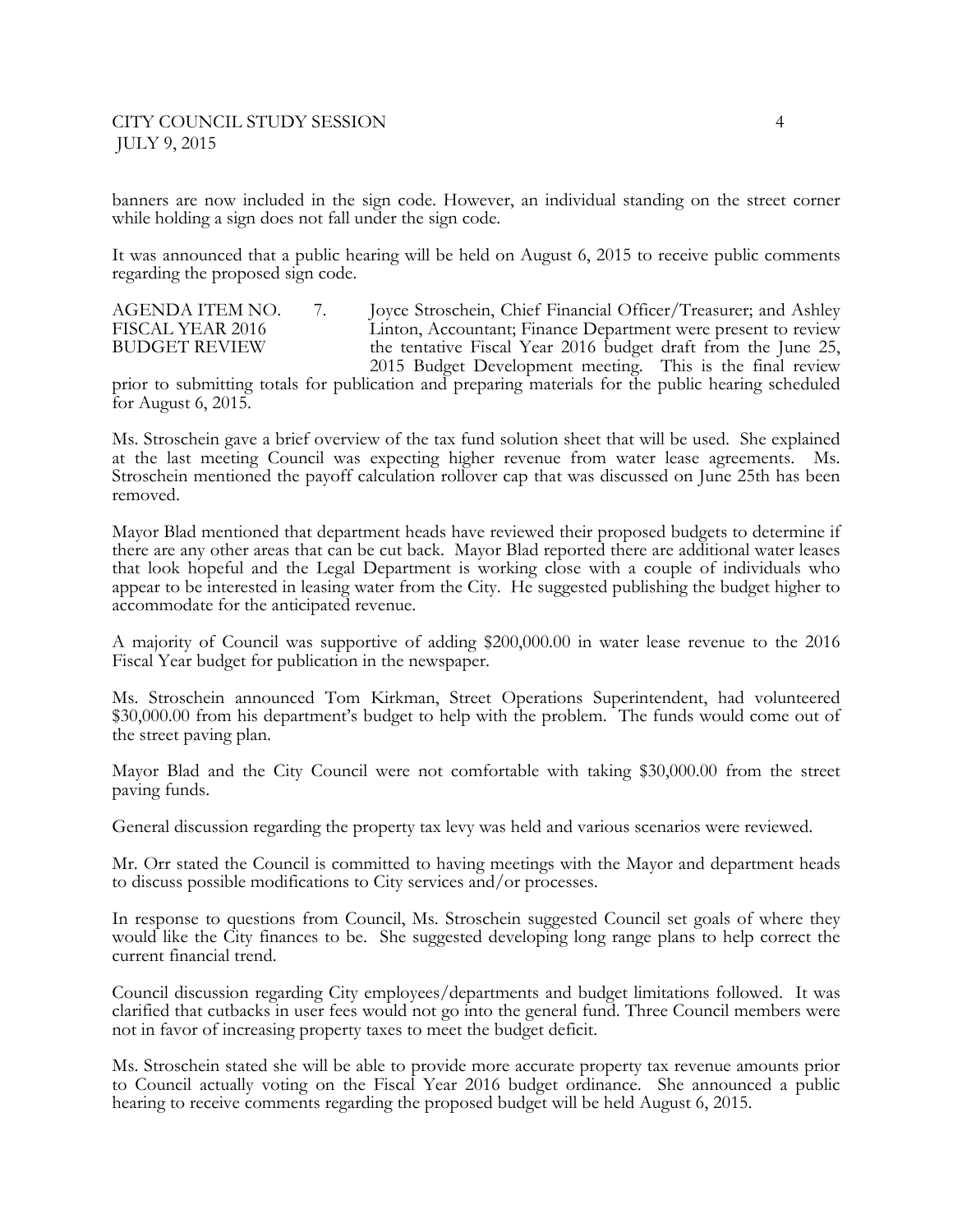banners are now included in the sign code. However, an individual standing on the street corner while holding a sign does not fall under the sign code.

It was announced that a public hearing will be held on August 6, 2015 to receive public comments regarding the proposed sign code.

AGENDA ITEM NO. 7. FISCAL YEAR 2016 BUDGET REVIEW

Joyce Stroschein, Chief Financial Officer/Treasurer; and Ashley Linton, Accountant; Finance Department were present to review the tentative Fiscal Year 2016 budget draft from the June 25, 2015 Budget Development meeting. This is the final review prior to submitting totals for publication and preparing materials for the public hearing scheduled for August 6, 2015.

Ms. Stroschein gave a brief overview of the tax fund solution sheet that will be used. She explained at the last meeting Council was expecting higher revenue from water lease agreements. Ms. Stroschein mentioned the payoff calculation rollover cap that was discussed on June 25th has been removed.

Mayor Blad mentioned that department heads have reviewed their proposed budgets to determine if there are any other areas that can be cut back. Mayor Blad reported there are additional water leases that look hopeful and the Legal Department is working close with a couple of individuals who appear to be interested in leasing water from the City. He suggested publishing the budget higher to accommodate for the anticipated revenue.

A majority of Council was supportive of adding $200,000.00 in water lease revenue to the 2016 Fiscal Year budget for publication in the newspaper.

Ms. Stroschein announced Tom Kirkman, Street Operations Superintendent, had volunteered $30,000.00 from his department's budget to help with the problem. The funds would come out of the street paving plan.

Mayor Blad and the City Council were not comfortable with taking $30,000.00 from the street paving funds.

General discussion regarding the property tax levy was held and various scenarios were reviewed.

Mr. Orr stated the Council is committed to having meetings with the Mayor and department heads to discuss possible modifications to City services and/or processes.

In response to questions from Council, Ms. Stroschein suggested Council set goals of where they would like the City finances to be. She suggested developing long range plans to help correct the current financial trend.

Council discussion regarding City employees/departments and budget limitations followed. It was clarified that cutbacks in user fees would not go into the general fund. Three Council members were not in favor of increasing property taxes to meet the budget deficit.

Ms. Stroschein stated she will be able to provide more accurate property tax revenue amounts prior to Council actually voting on the Fiscal Year 2016 budget ordinance. She announced a public hearing to receive comments regarding the proposed budget will be held August 6, 2015.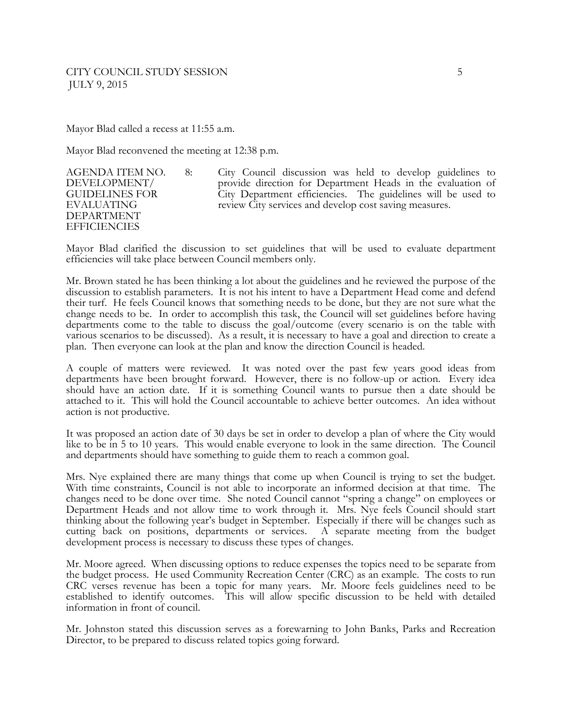Mayor Blad called a recess at 11:55 a.m.

Mayor Blad reconvened the meeting at 12:38 p.m.

**AGENDA ITEM NO. 8: DEVELOPMENT/ GUIDELINES FOR EVALUATING DEPARTMENT EFFICIENCIES**

City Council discussion was held to develop guidelines to provide direction for Department Heads in the evaluation of City Department efficiencies. The guidelines will be used to review City services and develop cost saving measures.

Mayor Blad clarified the discussion to set guidelines that will be used to evaluate department efficiencies will take place between Council members only.

Mr. Brown stated he has been thinking a lot about the guidelines and he reviewed the purpose of the discussion to establish parameters. It is not his intent to have a Department Head come and defend their turf. He feels Council knows that something needs to be done, but they are not sure what the change needs to be. In order to accomplish this task, the Council will set guidelines before having departments come to the table to discuss the goal/outcome (every scenario is on the table with various scenarios to be discussed). As a result, it is necessary to have a goal and direction to create a plan. Then everyone can look at the plan and know the direction Council is headed.

A couple of matters were reviewed. It was noted over the past few years good ideas from departments have been brought forward. However, there is no follow-up or action. Every idea should have an action date. If it is something Council wants to pursue then a date should be attached to it. This will hold the Council accountable to achieve better outcomes. An idea without action is not productive.

It was proposed an action date of 30 days be set in order to develop a plan of where the City would like to be in 5 to 10 years. This would enable everyone to look in the same direction. The Council and departments should have something to guide them to reach a common goal.

Mrs. Nye explained there are many things that come up when Council is trying to set the budget. With time constraints, Council is not able to incorporate an informed decision at that time. The changes need to be done over time. She noted Council cannot "spring a change" on employees or Department Heads and not allow time to work through it. Mrs. Nye feels Council should start thinking about the following year's budget in September. Especially if there will be changes such as cutting back on positions, departments or services. A separate meeting from the budget development process is necessary to discuss these types of changes.

Mr. Moore agreed. When discussing options to reduce expenses the topics need to be separate from the budget process. He used Community Recreation Center (CRC) as an example. The costs to run CRC verses revenue has been a topic for many years. Mr. Moore feels guidelines need to be established to identify outcomes. This will allow specific discussion to be held with detailed information in front of council.

Mr. Johnston stated this discussion serves as a forewarning to John Banks, Parks and Recreation Director, to be prepared to discuss related topics going forward.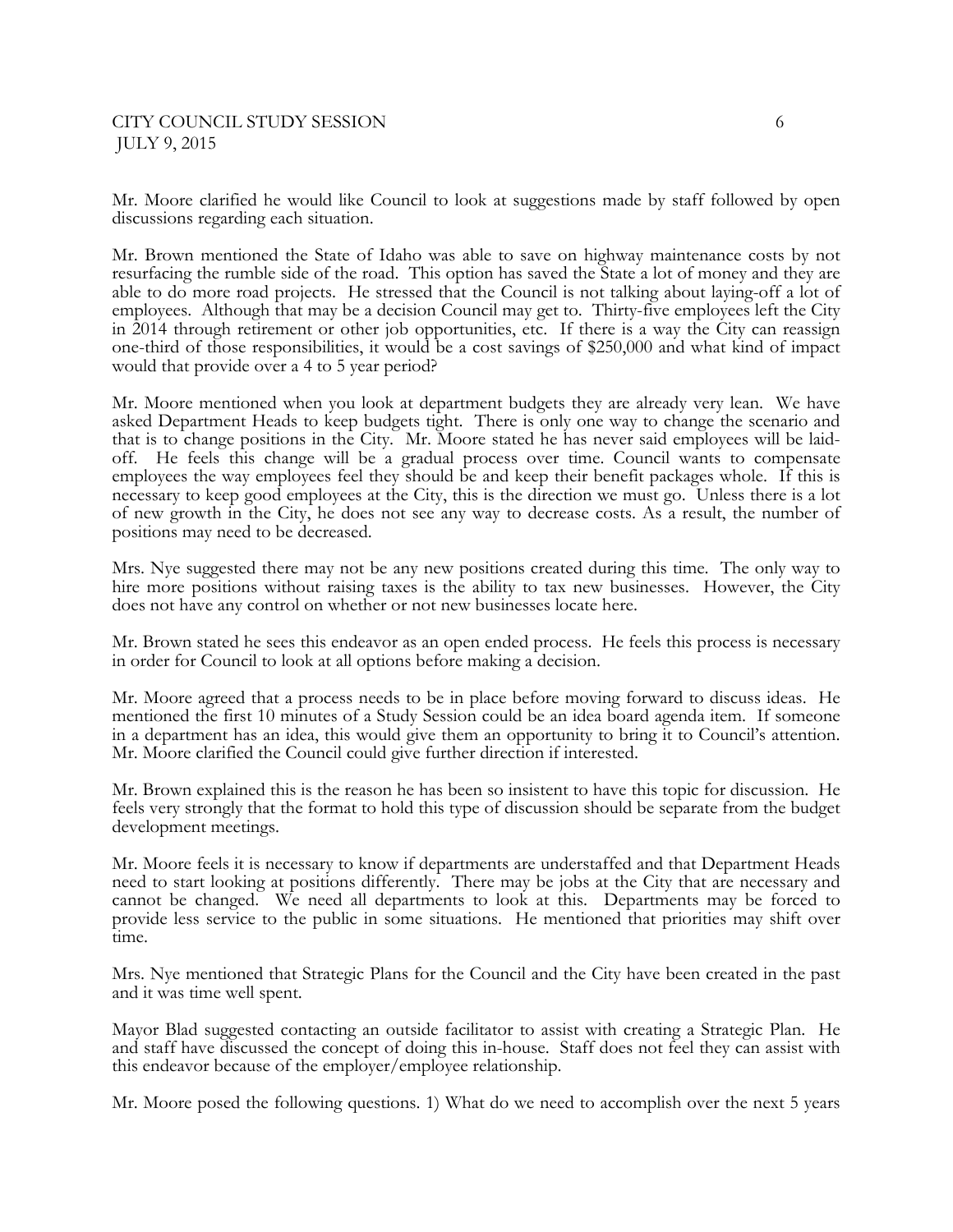Mr. Moore clarified he would like Council to look at suggestions made by staff followed by open discussions regarding each situation.

Mr. Brown mentioned the State of Idaho was able to save on highway maintenance costs by not resurfacing the rumble side of the road. This option has saved the State a lot of money and they are able to do more road projects. He stressed that the Council is not talking about laying-off a lot of employees. Although that may be a decision Council may get to. Thirty-five employees left the City in 2014 through retirement or other job opportunities, etc. If there is a way the City can reassign one-third of those responsibilities, it would be a cost savings of $250,000 and what kind of impact would that provide over a 4 to 5 year period?

Mr. Moore mentioned when you look at department budgets they are already very lean. We have asked Department Heads to keep budgets tight. There is only one way to change the scenario and that is to change positions in the City. Mr. Moore stated he has never said employees will be laid-off. He feels this change will be a gradual process over time. Council wants to compensate employees the way employees feel they should be and keep their benefit packages whole. If this is necessary to keep good employees at the City, this is the direction we must go. Unless there is a lot of new growth in the City, he does not see any way to decrease costs. As a result, the number of positions may need to be decreased.

Mrs. Nye suggested there may not be any new positions created during this time. The only way to hire more positions without raising taxes is the ability to tax new businesses. However, the City does not have any control on whether or not new businesses locate here.

Mr. Brown stated he sees this endeavor as an open ended process. He feels this process is necessary in order for Council to look at all options before making a decision.

Mr. Moore agreed that a process needs to be in place before moving forward to discuss ideas. He mentioned the first 10 minutes of a Study Session could be an idea board agenda item. If someone in a department has an idea, this would give them an opportunity to bring it to Council's attention. Mr. Moore clarified the Council could give further direction if interested.

Mr. Brown explained this is the reason he has been so insistent to have this topic for discussion. He feels very strongly that the format to hold this type of discussion should be separate from the budget development meetings.

Mr. Moore feels it is necessary to know if departments are understaffed and that Department Heads need to start looking at positions differently. There may be jobs at the City that are necessary and cannot be changed. We need all departments to look at this. Departments may be forced to provide less service to the public in some situations. He mentioned that priorities may shift over time.

Mrs. Nye mentioned that Strategic Plans for the Council and the City have been created in the past and it was time well spent.

Mayor Blad suggested contacting an outside facilitator to assist with creating a Strategic Plan. He and staff have discussed the concept of doing this in-house. Staff does not feel they can assist with this endeavor because of the employer/employee relationship.

Mr. Moore posed the following questions. 1) What do we need to accomplish over the next 5 years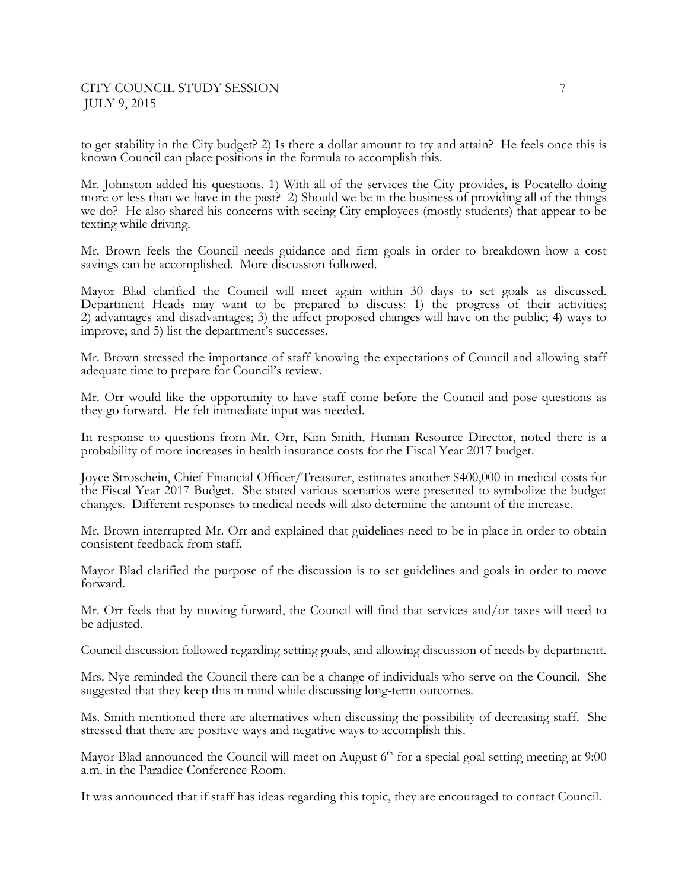to get stability in the City budget? 2) Is there a dollar amount to try and attain? He feels once this is known Council can place positions in the formula to accomplish this.

Mr. Johnston added his questions. 1) With all of the services the City provides, is Pocatello doing more or less than we have in the past? 2) Should we be in the business of providing all of the things we do? He also shared his concerns with seeing City employees (mostly students) that appear to be texting while driving.

Mr. Brown feels the Council needs guidance and firm goals in order to breakdown how a cost savings can be accomplished. More discussion followed.

Mayor Blad clarified the Council will meet again within 30 days to set goals as discussed. Department Heads may want to be prepared to discuss: 1) the progress of their activities; 2) advantages and disadvantages; 3) the affect proposed changes will have on the public; 4) ways to improve; and 5) list the department's successes.

Mr. Brown stressed the importance of staff knowing the expectations of Council and allowing staff adequate time to prepare for Council's review.

Mr. Orr would like the opportunity to have staff come before the Council and pose questions as they go forward. He felt immediate input was needed.

In response to questions from Mr. Orr, Kim Smith, Human Resource Director, noted there is a probability of more increases in health insurance costs for the Fiscal Year 2017 budget.

Joyce Stroschein, Chief Financial Officer/Treasurer, estimates another $400,000 in medical costs for the Fiscal Year 2017 Budget. She stated various scenarios were presented to symbolize the budget changes. Different responses to medical needs will also determine the amount of the increase.

Mr. Brown interrupted Mr. Orr and explained that guidelines need to be in place in order to obtain consistent feedback from staff.

Mayor Blad clarified the purpose of the discussion is to set guidelines and goals in order to move forward.

Mr. Orr feels that by moving forward, the Council will find that services and/or taxes will need to be adjusted.

Council discussion followed regarding setting goals, and allowing discussion of needs by department.

Mrs. Nye reminded the Council there can be a change of individuals who serve on the Council. She suggested that they keep this in mind while discussing long-term outcomes.

Ms. Smith mentioned there are alternatives when discussing the possibility of decreasing staff. She stressed that there are positive ways and negative ways to accomplish this.

Mayor Blad announced the Council will meet on August 6th for a special goal setting meeting at 9:00 a.m. in the Paradice Conference Room.

It was announced that if staff has ideas regarding this topic, they are encouraged to contact Council.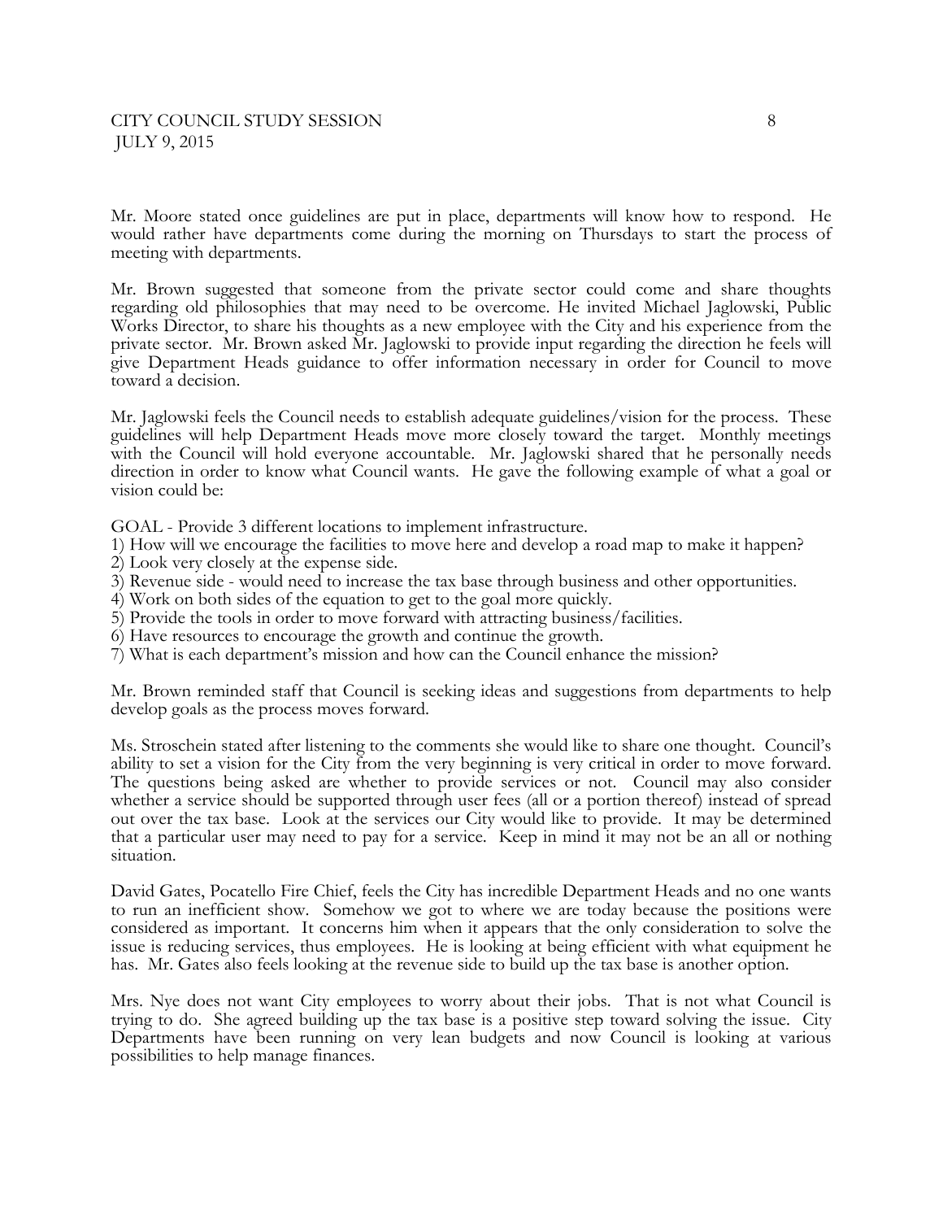Mr. Moore stated once guidelines are put in place, departments will know how to respond. He would rather have departments come during the morning on Thursdays to start the process of meeting with departments.

Mr. Brown suggested that someone from the private sector could come and share thoughts regarding old philosophies that may need to be overcome. He invited Michael Jaglowski, Public Works Director, to share his thoughts as a new employee with the City and his experience from the private sector. Mr. Brown asked Mr. Jaglowski to provide input regarding the direction he feels will give Department Heads guidance to offer information necessary in order for Council to move toward a decision.

Mr. Jaglowski feels the Council needs to establish adequate guidelines/vision for the process. These guidelines will help Department Heads move more closely toward the target. Monthly meetings with the Council will hold everyone accountable. Mr. Jaglowski shared that he personally needs direction in order to know what Council wants. He gave the following example of what a goal or vision could be:

GOAL - Provide 3 different locations to implement infrastructure.

1) How will we encourage the facilities to move here and develop a road map to make it happen?
2) Look very closely at the expense side.
3) Revenue side - would need to increase the tax base through business and other opportunities.
4) Work on both sides of the equation to get to the goal more quickly.
5) Provide the tools in order to move forward with attracting business/facilities.
6) Have resources to encourage the growth and continue the growth.
7) What is each department's mission and how can the Council enhance the mission?

Mr. Brown reminded staff that Council is seeking ideas and suggestions from departments to help develop goals as the process moves forward.

Ms. Stroschein stated after listening to the comments she would like to share one thought. Council's ability to set a vision for the City from the very beginning is very critical in order to move forward. The questions being asked are whether to provide services or not. Council may also consider whether a service should be supported through user fees (all or a portion thereof) instead of spread out over the tax base. Look at the services our City would like to provide. It may be determined that a particular user may need to pay for a service. Keep in mind it may not be an all or nothing situation.

David Gates, Pocatello Fire Chief, feels the City has incredible Department Heads and no one wants to run an inefficient show. Somehow we got to where we are today because the positions were considered as important. It concerns him when it appears that the only consideration to solve the issue is reducing services, thus employees. He is looking at being efficient with what equipment he has. Mr. Gates also feels looking at the revenue side to build up the tax base is another option.

Mrs. Nye does not want City employees to worry about their jobs. That is not what Council is trying to do. She agreed building up the tax base is a positive step toward solving the issue. City Departments have been running on very lean budgets and now Council is looking at various possibilities to help manage finances.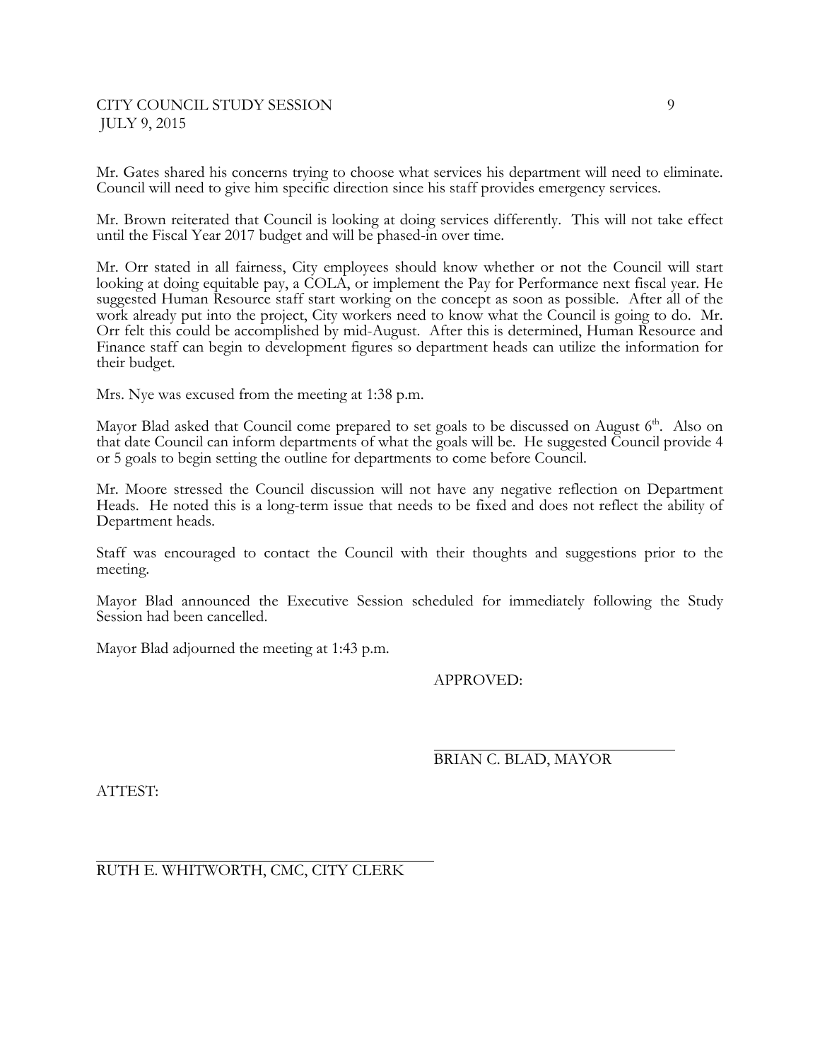Mr. Gates shared his concerns trying to choose what services his department will need to eliminate. Council will need to give him specific direction since his staff provides emergency services.

Mr. Brown reiterated that Council is looking at doing services differently. This will not take effect until the Fiscal Year 2017 budget and will be phased-in over time.

Mr. Orr stated in all fairness, City employees should know whether or not the Council will start looking at doing equitable pay, a COLA, or implement the Pay for Performance next fiscal year. He suggested Human Resource staff start working on the concept as soon as possible. After all of the work already put into the project, City workers need to know what the Council is going to do. Mr. Orr felt this could be accomplished by mid-August. After this is determined, Human Resource and Finance staff can begin to development figures so department heads can utilize the information for their budget.

Mrs. Nye was excused from the meeting at 1:38 p.m.

Mayor Blad asked that Council come prepared to set goals to be discussed on August 6th. Also on that date Council can inform departments of what the goals will be. He suggested Council provide 4 or 5 goals to begin setting the outline for departments to come before Council.

Mr. Moore stressed the Council discussion will not have any negative reflection on Department Heads. He noted this is a long-term issue that needs to be fixed and does not reflect the ability of Department heads.

Staff was encouraged to contact the Council with their thoughts and suggestions prior to the meeting.

Mayor Blad announced the Executive Session scheduled for immediately following the Study Session had been cancelled.

Mayor Blad adjourned the meeting at 1:43 p.m.

APPROVED:

BRIAN C. BLAD, MAYOR

ATTEST:

RUTH E. WHITWORTH, CMC, CITY CLERK